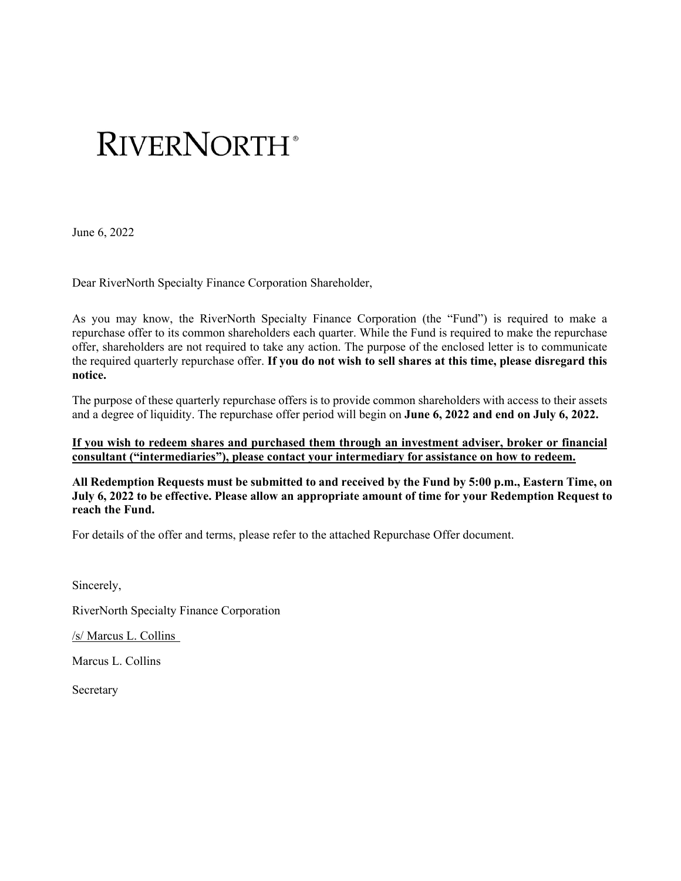# RIVERNORTH®

June 6, 2022

Dear RiverNorth Specialty Finance Corporation Shareholder,

As you may know, the RiverNorth Specialty Finance Corporation (the "Fund") is required to make a repurchase offer to its common shareholders each quarter. While the Fund is required to make the repurchase offer, shareholders are not required to take any action. The purpose of the enclosed letter is to communicate the required quarterly repurchase offer. **If you do not wish to sell shares at this time, please disregard this notice.**

The purpose of these quarterly repurchase offers is to provide common shareholders with access to their assets and a degree of liquidity. The repurchase offer period will begin on **June 6, 2022 and end on July 6, 2022.**

<u>**If you wish to redeem shares and purchased them through an investment adviser, broker or financial consultant ("intermediaries"), please contact your intermediary for assistance on how to redeem.**</u>

**All Redemption Requests must be submitted to and received by the Fund by 5:00 p.m., Eastern Time, on July 6, 2022 to be effective. Please allow an appropriate amount of time for your Redemption Request to reach the Fund.**

For details of the offer and terms, please refer to the attached Repurchase Offer document.

Sincerely,

RiverNorth Specialty Finance Corporation

<u>/s/ Marcus L. Collins</u>

Marcus L. Collins

Secretary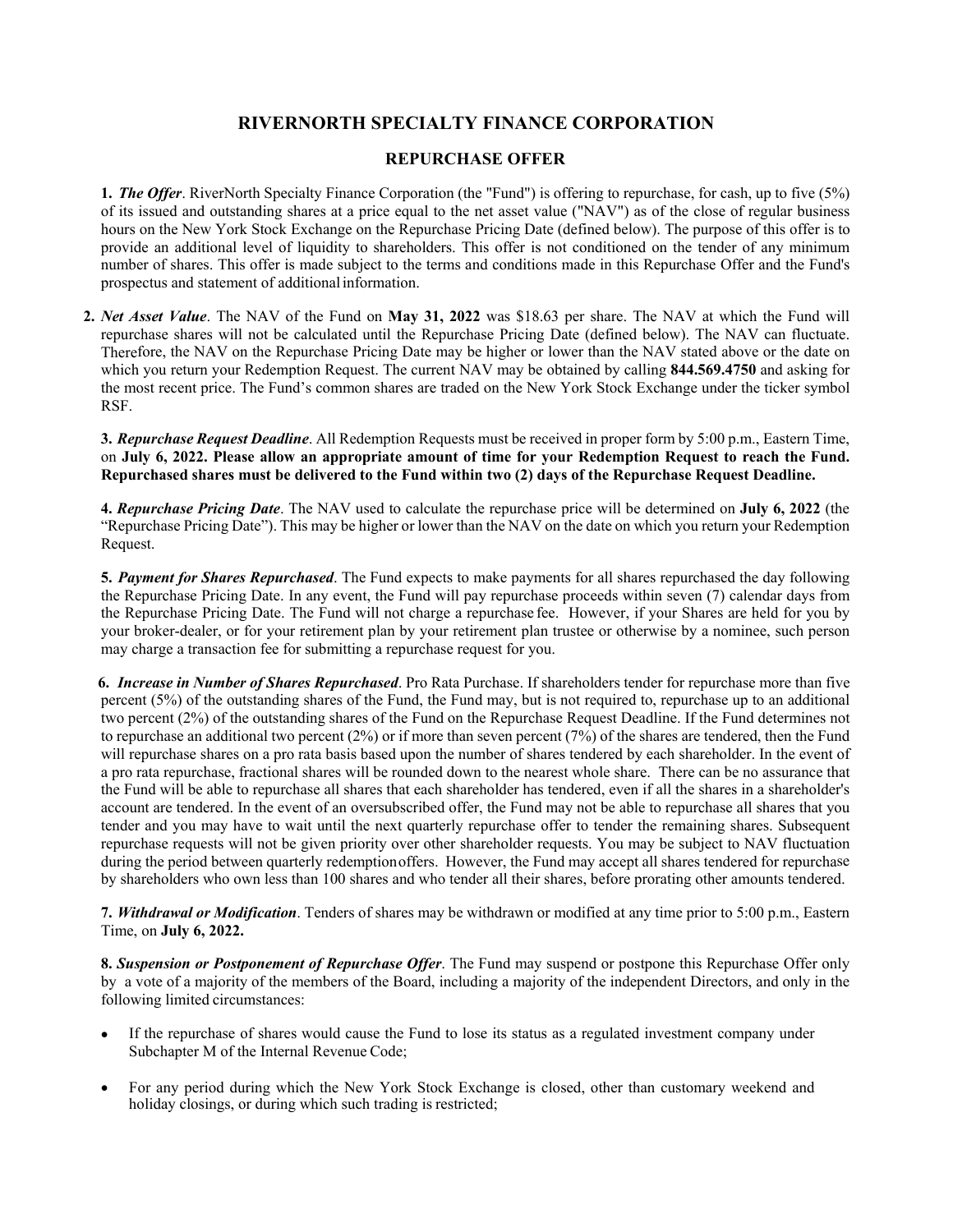# RIVERNORTH SPECIALTY FINANCE CORPORATION

## REPURCHASE OFFER

**1.** ***The Offer***. RiverNorth Specialty Finance Corporation (the "Fund") is offering to repurchase, for cash, up to five (5%) of its issued and outstanding shares at a price equal to the net asset value ("NAV") as of the close of regular business hours on the New York Stock Exchange on the Repurchase Pricing Date (defined below). The purpose of this offer is to provide an additional level of liquidity to shareholders. This offer is not conditioned on the tender of any minimum number of shares. This offer is made subject to the terms and conditions made in this Repurchase Offer and the Fund's prospectus and statement of additional information.

**2.** ***Net Asset Value***. The NAV of the Fund on **May 31, 2022** was $18.63 per share. The NAV at which the Fund will repurchase shares will not be calculated until the Repurchase Pricing Date (defined below). The NAV can fluctuate. Therefore, the NAV on the Repurchase Pricing Date may be higher or lower than the NAV stated above or the date on which you return your Redemption Request. The current NAV may be obtained by calling **844.569.4750** and asking for the most recent price. The Fund's common shares are traded on the New York Stock Exchange under the ticker symbol RSF.

**3.** ***Repurchase Request Deadline***. All Redemption Requests must be received in proper form by 5:00 p.m., Eastern Time, on **July 6, 2022. Please allow an appropriate amount of time for your Redemption Request to reach the Fund. Repurchased shares must be delivered to the Fund within two (2) days of the Repurchase Request Deadline.**

**4.** ***Repurchase Pricing Date***. The NAV used to calculate the repurchase price will be determined on **July 6, 2022** (the "Repurchase Pricing Date"). This may be higher or lower than the NAV on the date on which you return your Redemption Request.

**5.** ***Payment for Shares Repurchased***. The Fund expects to make payments for all shares repurchased the day following the Repurchase Pricing Date. In any event, the Fund will pay repurchase proceeds within seven (7) calendar days from the Repurchase Pricing Date. The Fund will not charge a repurchase fee. However, if your Shares are held for you by your broker-dealer, or for your retirement plan by your retirement plan trustee or otherwise by a nominee, such person may charge a transaction fee for submitting a repurchase request for you.

**6.** ***Increase in Number of Shares Repurchased***. Pro Rata Purchase. If shareholders tender for repurchase more than five percent (5%) of the outstanding shares of the Fund, the Fund may, but is not required to, repurchase up to an additional two percent (2%) of the outstanding shares of the Fund on the Repurchase Request Deadline. If the Fund determines not to repurchase an additional two percent (2%) or if more than seven percent (7%) of the shares are tendered, then the Fund will repurchase shares on a pro rata basis based upon the number of shares tendered by each shareholder. In the event of a pro rata repurchase, fractional shares will be rounded down to the nearest whole share. There can be no assurance that the Fund will be able to repurchase all shares that each shareholder has tendered, even if all the shares in a shareholder's account are tendered. In the event of an oversubscribed offer, the Fund may not be able to repurchase all shares that you tender and you may have to wait until the next quarterly repurchase offer to tender the remaining shares. Subsequent repurchase requests will not be given priority over other shareholder requests. You may be subject to NAV fluctuation during the period between quarterly redemption offers. However, the Fund may accept all shares tendered for repurchase by shareholders who own less than 100 shares and who tender all their shares, before prorating other amounts tendered.

**7.** ***Withdrawal or Modification***. Tenders of shares may be withdrawn or modified at any time prior to 5:00 p.m., Eastern Time, on **July 6, 2022.**

**8.** ***Suspension or Postponement of Repurchase Offer***. The Fund may suspend or postpone this Repurchase Offer only by a vote of a majority of the members of the Board, including a majority of the independent Directors, and only in the following limited circumstances:

- If the repurchase of shares would cause the Fund to lose its status as a regulated investment company under Subchapter M of the Internal Revenue Code;
- For any period during which the New York Stock Exchange is closed, other than customary weekend and holiday closings, or during which such trading is restricted;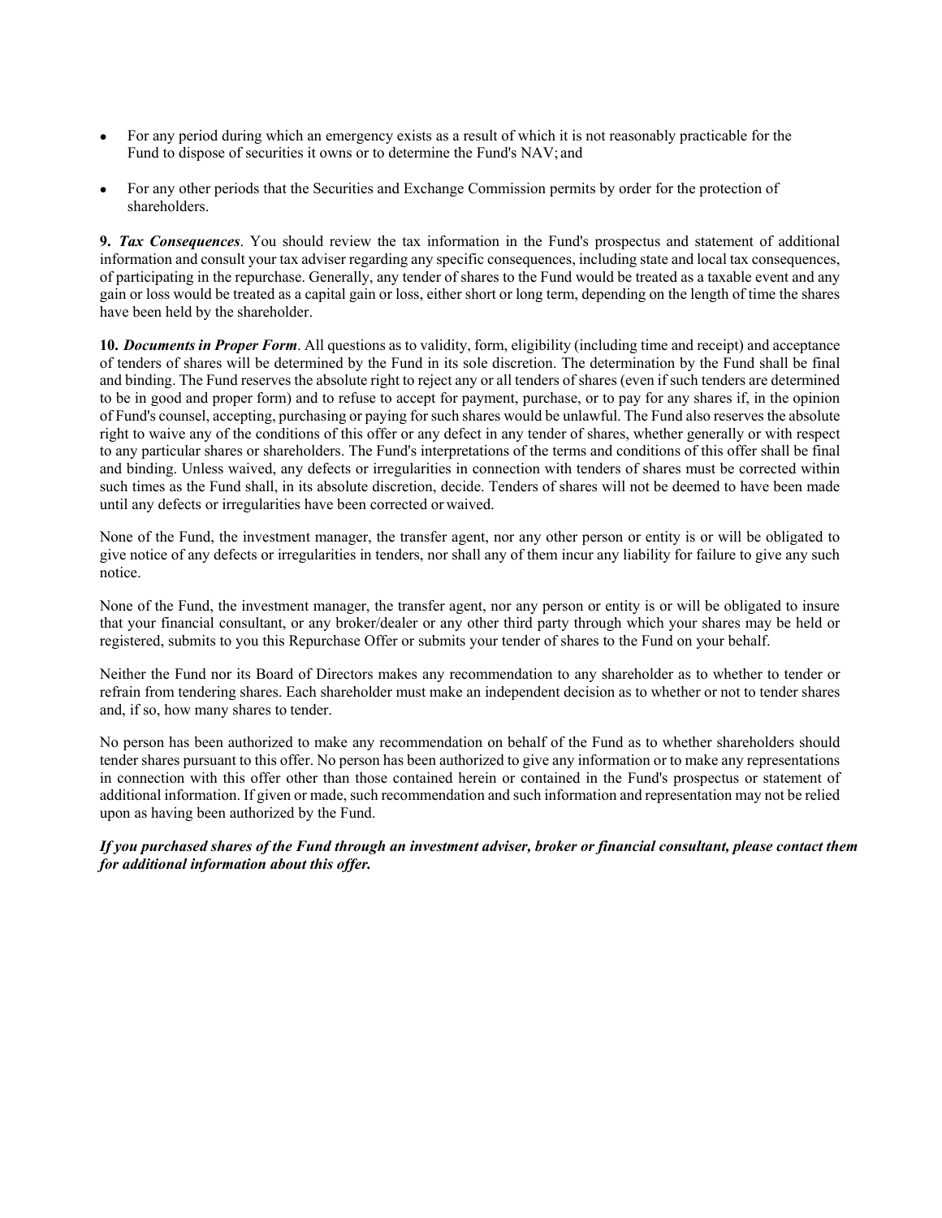- For any period during which an emergency exists as a result of which it is not reasonably practicable for the Fund to dispose of securities it owns or to determine the Fund's NAV; and
- For any other periods that the Securities and Exchange Commission permits by order for the protection of shareholders.

**9.** ***Tax Consequences***. You should review the tax information in the Fund's prospectus and statement of additional information and consult your tax adviser regarding any specific consequences, including state and local tax consequences, of participating in the repurchase. Generally, any tender of shares to the Fund would be treated as a taxable event and any gain or loss would be treated as a capital gain or loss, either short or long term, depending on the length of time the shares have been held by the shareholder.

**10.** ***Documents in Proper Form***. All questions as to validity, form, eligibility (including time and receipt) and acceptance of tenders of shares will be determined by the Fund in its sole discretion. The determination by the Fund shall be final and binding. The Fund reserves the absolute right to reject any or all tenders of shares (even if such tenders are determined to be in good and proper form) and to refuse to accept for payment, purchase, or to pay for any shares if, in the opinion of Fund's counsel, accepting, purchasing or paying for such shares would be unlawful. The Fund also reserves the absolute right to waive any of the conditions of this offer or any defect in any tender of shares, whether generally or with respect to any particular shares or shareholders. The Fund's interpretations of the terms and conditions of this offer shall be final and binding. Unless waived, any defects or irregularities in connection with tenders of shares must be corrected within such times as the Fund shall, in its absolute discretion, decide. Tenders of shares will not be deemed to have been made until any defects or irregularities have been corrected or waived.

None of the Fund, the investment manager, the transfer agent, nor any other person or entity is or will be obligated to give notice of any defects or irregularities in tenders, nor shall any of them incur any liability for failure to give any such notice.

None of the Fund, the investment manager, the transfer agent, nor any person or entity is or will be obligated to insure that your financial consultant, or any broker/dealer or any other third party through which your shares may be held or registered, submits to you this Repurchase Offer or submits your tender of shares to the Fund on your behalf.

Neither the Fund nor its Board of Directors makes any recommendation to any shareholder as to whether to tender or refrain from tendering shares. Each shareholder must make an independent decision as to whether or not to tender shares and, if so, how many shares to tender.

No person has been authorized to make any recommendation on behalf of the Fund as to whether shareholders should tender shares pursuant to this offer. No person has been authorized to give any information or to make any representations in connection with this offer other than those contained herein or contained in the Fund's prospectus or statement of additional information. If given or made, such recommendation and such information and representation may not be relied upon as having been authorized by the Fund.

***If you purchased shares of the Fund through an investment adviser, broker or financial consultant, please contact them for additional information about this offer.***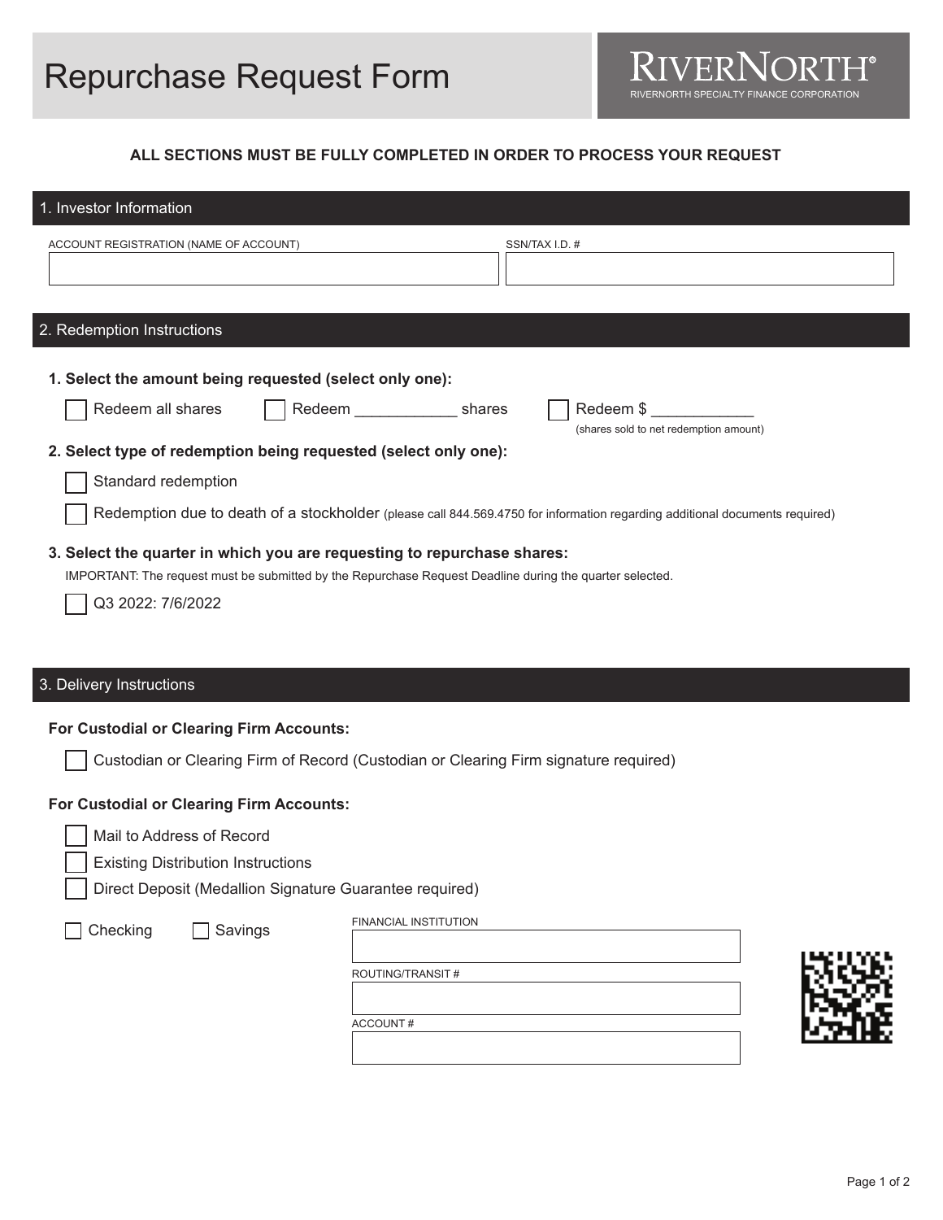# Repurchase Request Form

**RIVERNORTH®**
RIVERNORTH SPECIALTY FINANCE CORPORATION

**ALL SECTIONS MUST BE FULLY COMPLETED IN ORDER TO PROCESS YOUR REQUEST**

## 1. Investor Information

| ACCOUNT REGISTRATION (NAME OF ACCOUNT) | SSN/TAX I.D. # |
| --- | --- |
| | |

## 2. Redemption Instructions

**1. Select the amount being requested (select only one):**

☐ Redeem all shares ☐ Redeem ____________ shares ☐ Redeem $ ____________ (shares sold to net redemption amount)

**2. Select type of redemption being requested (select only one):**

☐ Standard redemption

☐ Redemption due to death of a stockholder (please call 844.569.4750 for information regarding additional documents required)

**3. Select the quarter in which you are requesting to repurchase shares:**

IMPORTANT: The request must be submitted by the Repurchase Request Deadline during the quarter selected.

☐ Q3 2022: 7/6/2022

## 3. Delivery Instructions

**For Custodial or Clearing Firm Accounts:**

☐ Custodian or Clearing Firm of Record (Custodian or Clearing Firm signature required)

**For Custodial or Clearing Firm Accounts:**

☐ Mail to Address of Record

☐ Existing Distribution Instructions

☐ Direct Deposit (Medallion Signature Guarantee required)

☐ Checking ☐ Savings

FINANCIAL INSTITUTION: ____________

ROUTING/TRANSIT #: ____________

ACCOUNT #: ____________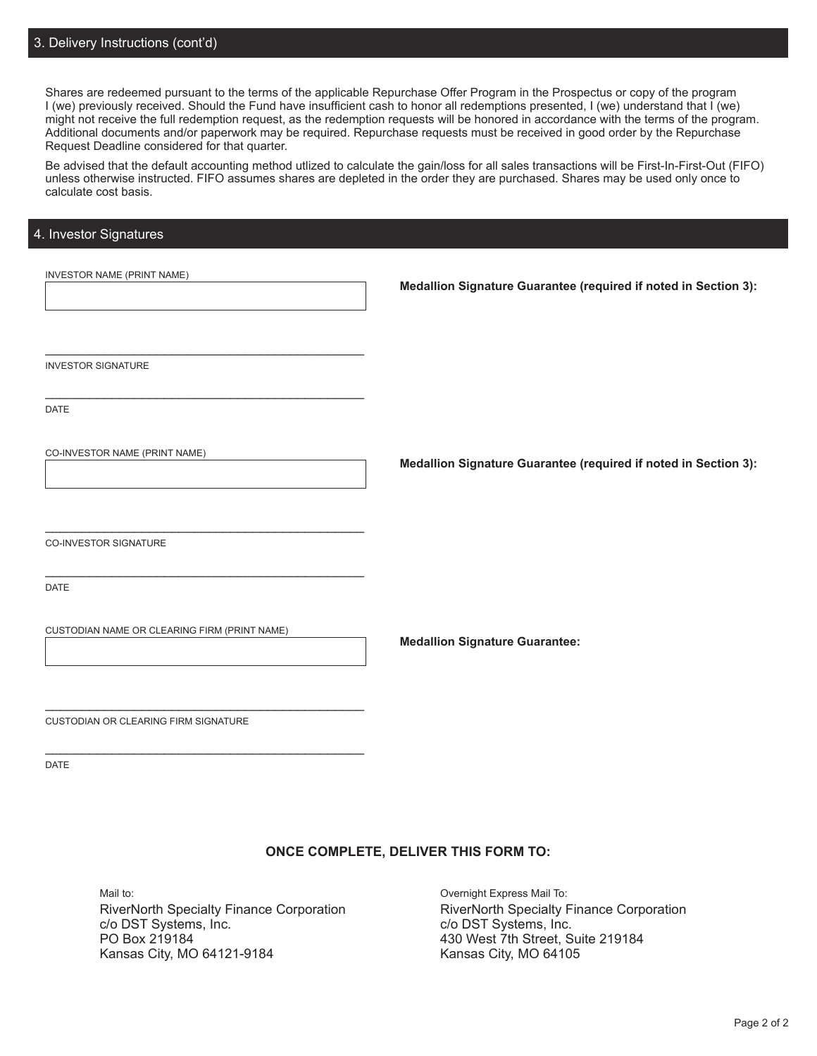## 3. Delivery Instructions (cont'd)

Shares are redeemed pursuant to the terms of the applicable Repurchase Offer Program in the Prospectus or copy of the program I (we) previously received. Should the Fund have insufficient cash to honor all redemptions presented, I (we) understand that I (we) might not receive the full redemption request, as the redemption requests will be honored in accordance with the terms of the program. Additional documents and/or paperwork may be required. Repurchase requests must be received in good order by the Repurchase Request Deadline considered for that quarter.

Be advised that the default accounting method utlized to calculate the gain/loss for all sales transactions will be First-In-First-Out (FIFO) unless otherwise instructed. FIFO assumes shares are depleted in the order they are purchased. Shares may be used only once to calculate cost basis.

## 4. Investor Signatures

INVESTOR NAME (PRINT NAME)

**Medallion Signature Guarantee (required if noted in Section 3):**

INVESTOR SIGNATURE

DATE

CO-INVESTOR NAME (PRINT NAME)

**Medallion Signature Guarantee (required if noted in Section 3):**

CO-INVESTOR SIGNATURE

DATE

CUSTODIAN NAME OR CLEARING FIRM (PRINT NAME)

**Medallion Signature Guarantee:**

CUSTODIAN OR CLEARING FIRM SIGNATURE

DATE

**ONCE COMPLETE, DELIVER THIS FORM TO:**

Mail to:
RiverNorth Specialty Finance Corporation
c/o DST Systems, Inc.
PO Box 219184
Kansas City, MO 64121-9184

Overnight Express Mail To:
RiverNorth Specialty Finance Corporation
c/o DST Systems, Inc.
430 West 7th Street, Suite 219184
Kansas City, MO 64105